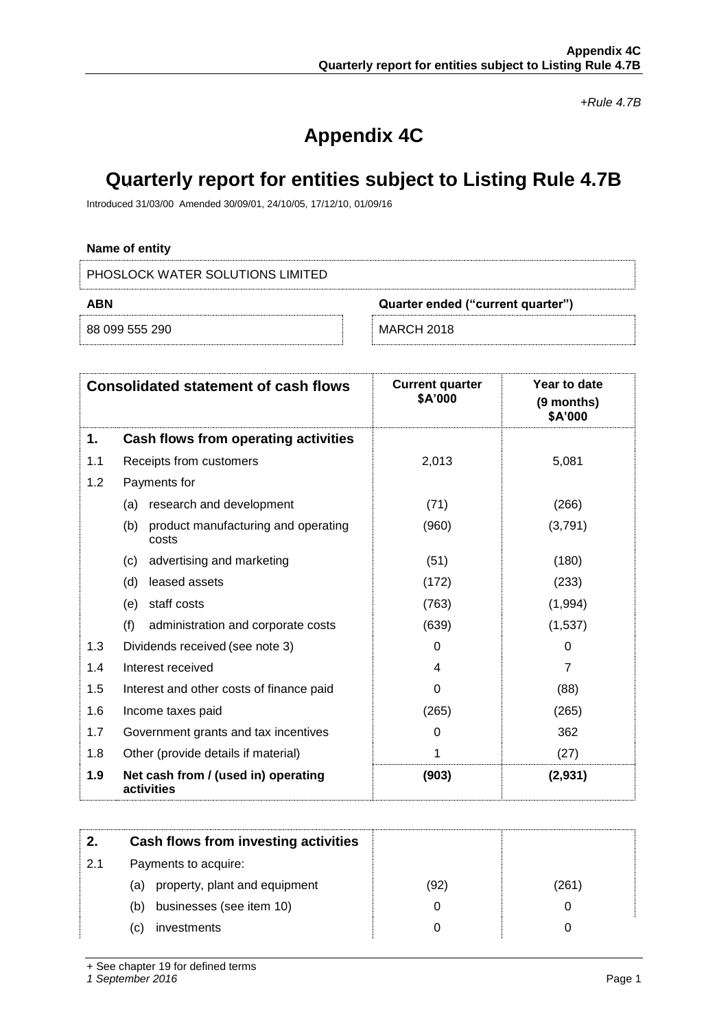*+Rule 4.7B*

# Appendix 4C

# Quarterly report for entities subject to Listing Rule 4.7B

Introduced 31/03/00 Amended 30/09/01, 24/10/05, 17/12/10, 01/09/16

**Name of entity**

PHOSLOCK WATER SOLUTIONS LIMITED

| **ABN** | **Quarter ended ("current quarter")** |
|---|---|
| 88 099 555 290 | MARCH 2018 |

| | **Consolidated statement of cash flows** | **Current quarter $A'000** | **Year to date (9 months) $A'000** |
|---|---|---|---|
| **1.** | **Cash flows from operating activities** | | |
| 1.1 | Receipts from customers | 2,013 | 5,081 |
| 1.2 | Payments for | | |
| | (a) research and development | (71) | (266) |
| | (b) product manufacturing and operating costs | (960) | (3,791) |
| | (c) advertising and marketing | (51) | (180) |
| | (d) leased assets | (172) | (233) |
| | (e) staff costs | (763) | (1,994) |
| | (f) administration and corporate costs | (639) | (1,537) |
| 1.3 | Dividends received (see note 3) | 0 | 0 |
| 1.4 | Interest received | 4 | 7 |
| 1.5 | Interest and other costs of finance paid | 0 | (88) |
| 1.6 | Income taxes paid | (265) | (265) |
| 1.7 | Government grants and tax incentives | 0 | 362 |
| 1.8 | Other (provide details if material) | 1 | (27) |
| **1.9** | **Net cash from / (used in) operating activities** | **(903)** | **(2,931)** |

| **2.** | **Cash flows from investing activities** | | |
|---|---|---|---|
| 2.1 | Payments to acquire: | | |
| | (a) property, plant and equipment | (92) | (261) |
| | (b) businesses (see item 10) | 0 | 0 |
| | (c) investments | 0 | 0 |

+ See chapter 19 for defined terms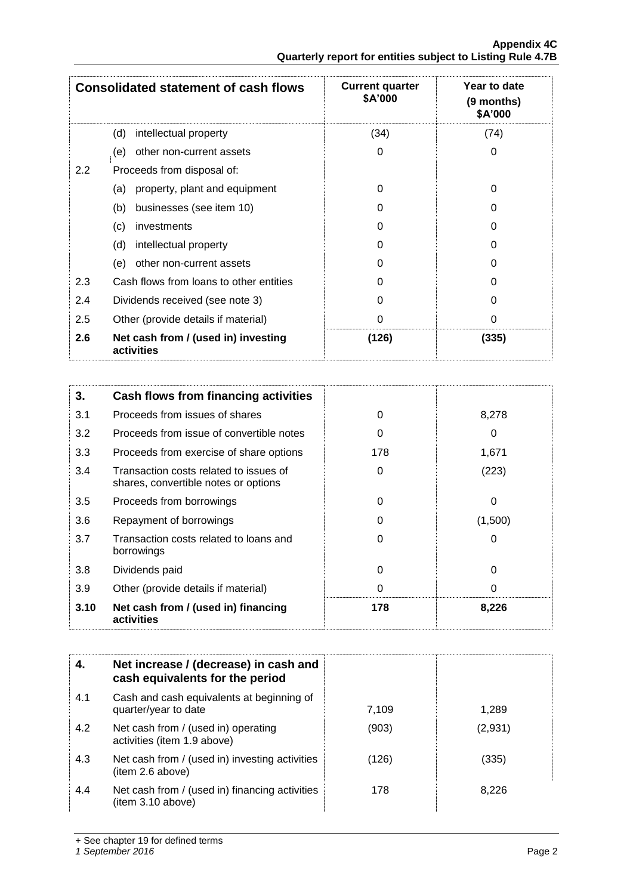| Consolidated statement of cash flows | | Current quarter $A'000 | Year to date (9 months) $A'000 |
|---|---|---|---|
| | (d) intellectual property | (34) | (74) |
| | (e) other non-current assets | 0 | 0 |
| 2.2 | Proceeds from disposal of: | | |
| | (a) property, plant and equipment | 0 | 0 |
| | (b) businesses (see item 10) | 0 | 0 |
| | (c) investments | 0 | 0 |
| | (d) intellectual property | 0 | 0 |
| | (e) other non-current assets | 0 | 0 |
| 2.3 | Cash flows from loans to other entities | 0 | 0 |
| 2.4 | Dividends received (see note 3) | 0 | 0 |
| 2.5 | Other (provide details if material) | 0 | 0 |
| **2.6** | **Net cash from / (used in) investing activities** | **(126)** | **(335)** |

| **3.** | **Cash flows from financing activities** | | |
|---|---|---|---|
| 3.1 | Proceeds from issues of shares | 0 | 8,278 |
| 3.2 | Proceeds from issue of convertible notes | 0 | 0 |
| 3.3 | Proceeds from exercise of share options | 178 | 1,671 |
| 3.4 | Transaction costs related to issues of shares, convertible notes or options | 0 | (223) |
| 3.5 | Proceeds from borrowings | 0 | 0 |
| 3.6 | Repayment of borrowings | 0 | (1,500) |
| 3.7 | Transaction costs related to loans and borrowings | 0 | 0 |
| 3.8 | Dividends paid | 0 | 0 |
| 3.9 | Other (provide details if material) | 0 | 0 |
| **3.10** | **Net cash from / (used in) financing activities** | **178** | **8,226** |

| **4.** | **Net increase / (decrease) in cash and cash equivalents for the period** | | |
|---|---|---|---|
| 4.1 | Cash and cash equivalents at beginning of quarter/year to date | 7,109 | 1,289 |
| 4.2 | Net cash from / (used in) operating activities (item 1.9 above) | (903) | (2,931) |
| 4.3 | Net cash from / (used in) investing activities (item 2.6 above) | (126) | (335) |
| 4.4 | Net cash from / (used in) financing activities (item 3.10 above) | 178 | 8,226 |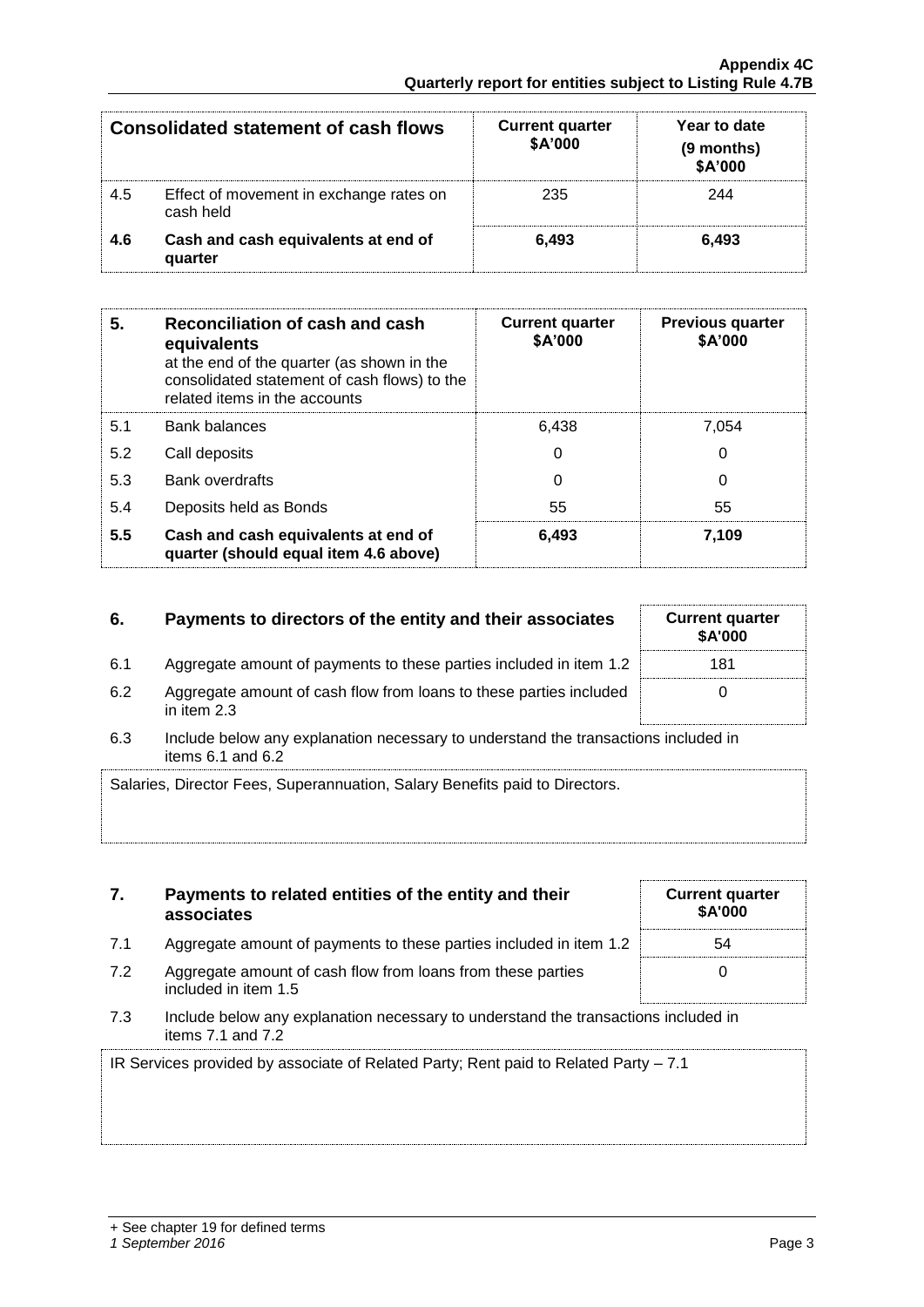| Consolidated statement of cash flows | | Current quarter $A'000 | Year to date (9 months) $A'000 |
|---|---|---|---|
| 4.5 | Effect of movement in exchange rates on cash held | 235 | 244 |
| **4.6** | **Cash and cash equivalents at end of quarter** | **6,493** | **6,493** |

| 5. | **Reconciliation of cash and cash equivalents** at the end of the quarter (as shown in the consolidated statement of cash flows) to the related items in the accounts | Current quarter $A'000 | Previous quarter $A'000 |
|---|---|---|---|
| 5.1 | Bank balances | 6,438 | 7,054 |
| 5.2 | Call deposits | 0 | 0 |
| 5.3 | Bank overdrafts | 0 | 0 |
| 5.4 | Deposits held as Bonds | 55 | 55 |
| **5.5** | **Cash and cash equivalents at end of quarter (should equal item 4.6 above)** | **6,493** | **7,109** |

| 6. | **Payments to directors of the entity and their associates** | Current quarter $A'000 |
|---|---|---|
| 6.1 | Aggregate amount of payments to these parties included in item 1.2 | 181 |
| 6.2 | Aggregate amount of cash flow from loans to these parties included in item 2.3 | 0 |

6.3 Include below any explanation necessary to understand the transactions included in items 6.1 and 6.2

Salaries, Director Fees, Superannuation, Salary Benefits paid to Directors.

| 7. | **Payments to related entities of the entity and their associates** | Current quarter $A'000 |
|---|---|---|
| 7.1 | Aggregate amount of payments to these parties included in item 1.2 | 54 |
| 7.2 | Aggregate amount of cash flow from loans from these parties included in item 1.5 | 0 |

7.3 Include below any explanation necessary to understand the transactions included in items 7.1 and 7.2

IR Services provided by associate of Related Party; Rent paid to Related Party – 7.1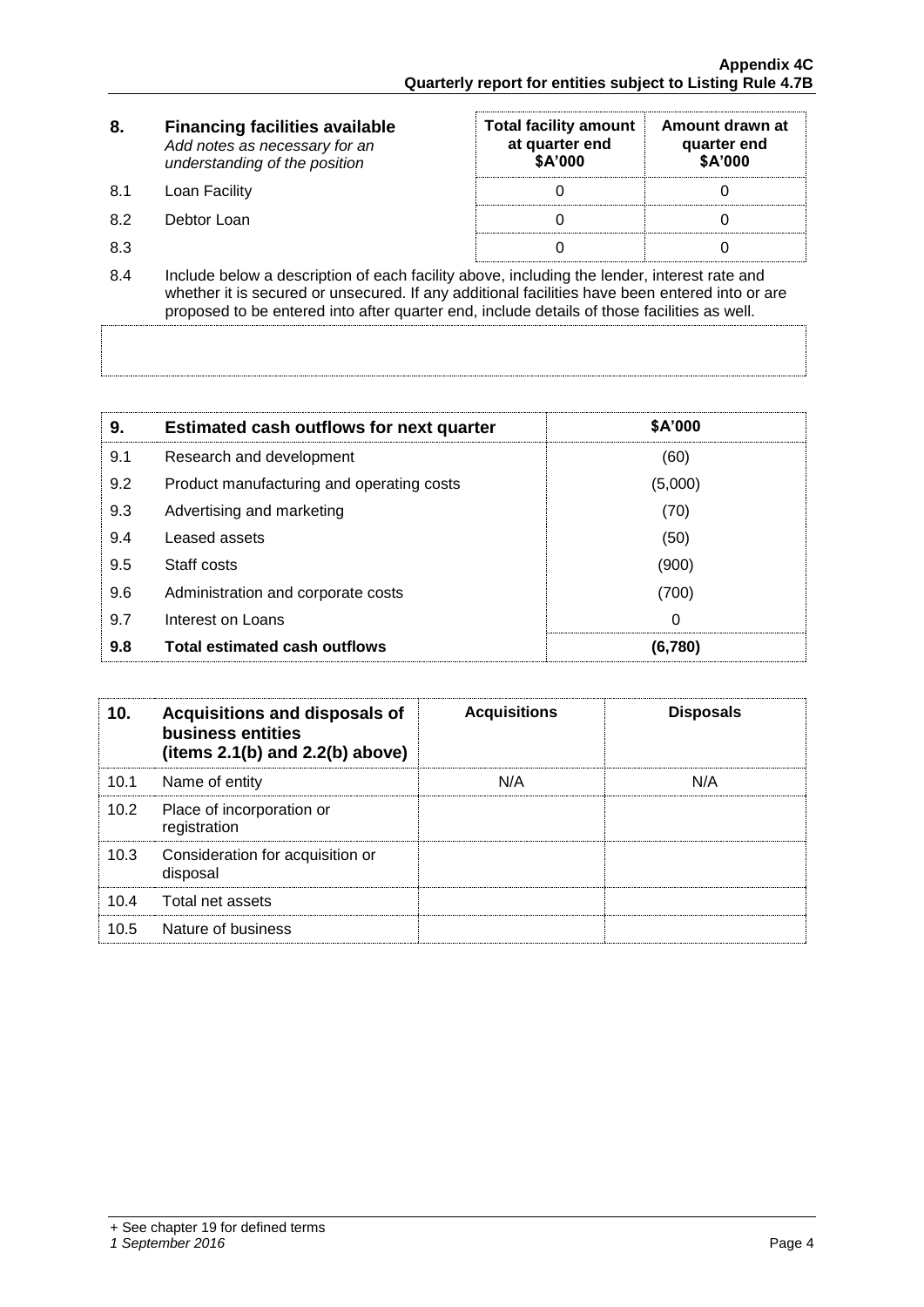| 8. | **Financing facilities available** *Add notes as necessary for an understanding of the position* | **Total facility amount at quarter end $A'000** | **Amount drawn at quarter end $A'000** |
|---|---|---|---|
| 8.1 | Loan Facility | 0 | 0 |
| 8.2 | Debtor Loan | 0 | 0 |
| 8.3 | | 0 | 0 |

8.4 Include below a description of each facility above, including the lender, interest rate and whether it is secured or unsecured. If any additional facilities have been entered into or are proposed to be entered into after quarter end, include details of those facilities as well.

| 9. | **Estimated cash outflows for next quarter** | **$A'000** |
|---|---|---|
| 9.1 | Research and development | (60) |
| 9.2 | Product manufacturing and operating costs | (5,000) |
| 9.3 | Advertising and marketing | (70) |
| 9.4 | Leased assets | (50) |
| 9.5 | Staff costs | (900) |
| 9.6 | Administration and corporate costs | (700) |
| 9.7 | Interest on Loans | 0 |
| **9.8** | **Total estimated cash outflows** | **(6,780)** |

| 10. | **Acquisitions and disposals of business entities (items 2.1(b) and 2.2(b) above)** | **Acquisitions** | **Disposals** |
|---|---|---|---|
| 10.1 | Name of entity | N/A | N/A |
| 10.2 | Place of incorporation or registration | | |
| 10.3 | Consideration for acquisition or disposal | | |
| 10.4 | Total net assets | | |
| 10.5 | Nature of business | | |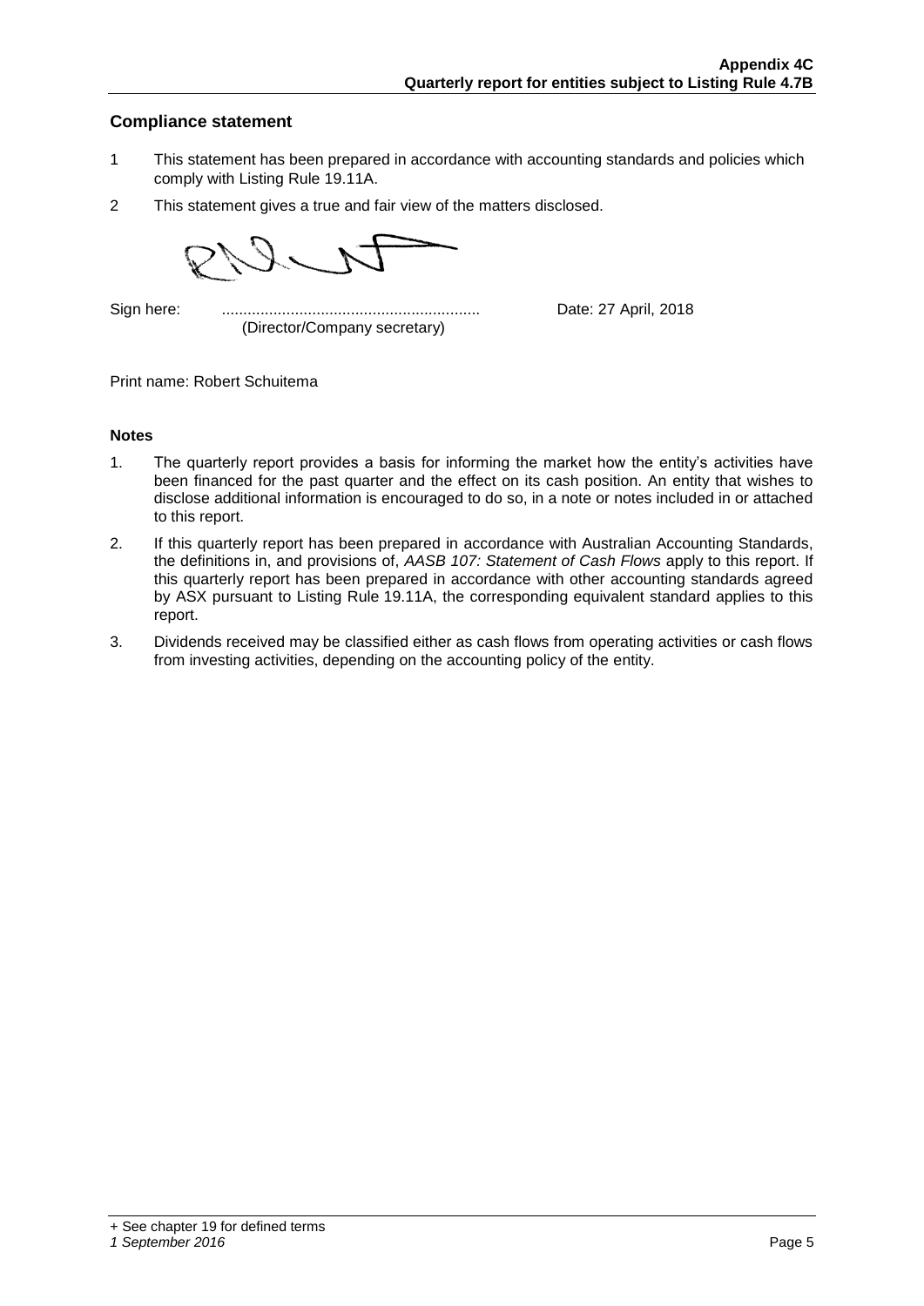## Compliance statement

1 This statement has been prepared in accordance with accounting standards and policies which comply with Listing Rule 19.11A.

2 This statement gives a true and fair view of the matters disclosed.

Sign here: ............................................................ Date: 27 April, 2018
(Director/Company secretary)

Print name: Robert Schuitema

### Notes

1. The quarterly report provides a basis for informing the market how the entity's activities have been financed for the past quarter and the effect on its cash position. An entity that wishes to disclose additional information is encouraged to do so, in a note or notes included in or attached to this report.

2. If this quarterly report has been prepared in accordance with Australian Accounting Standards, the definitions in, and provisions of, *AASB 107: Statement of Cash Flows* apply to this report. If this quarterly report has been prepared in accordance with other accounting standards agreed by ASX pursuant to Listing Rule 19.11A, the corresponding equivalent standard applies to this report.

3. Dividends received may be classified either as cash flows from operating activities or cash flows from investing activities, depending on the accounting policy of the entity.

+ See chapter 19 for defined terms
*1 September 2016*